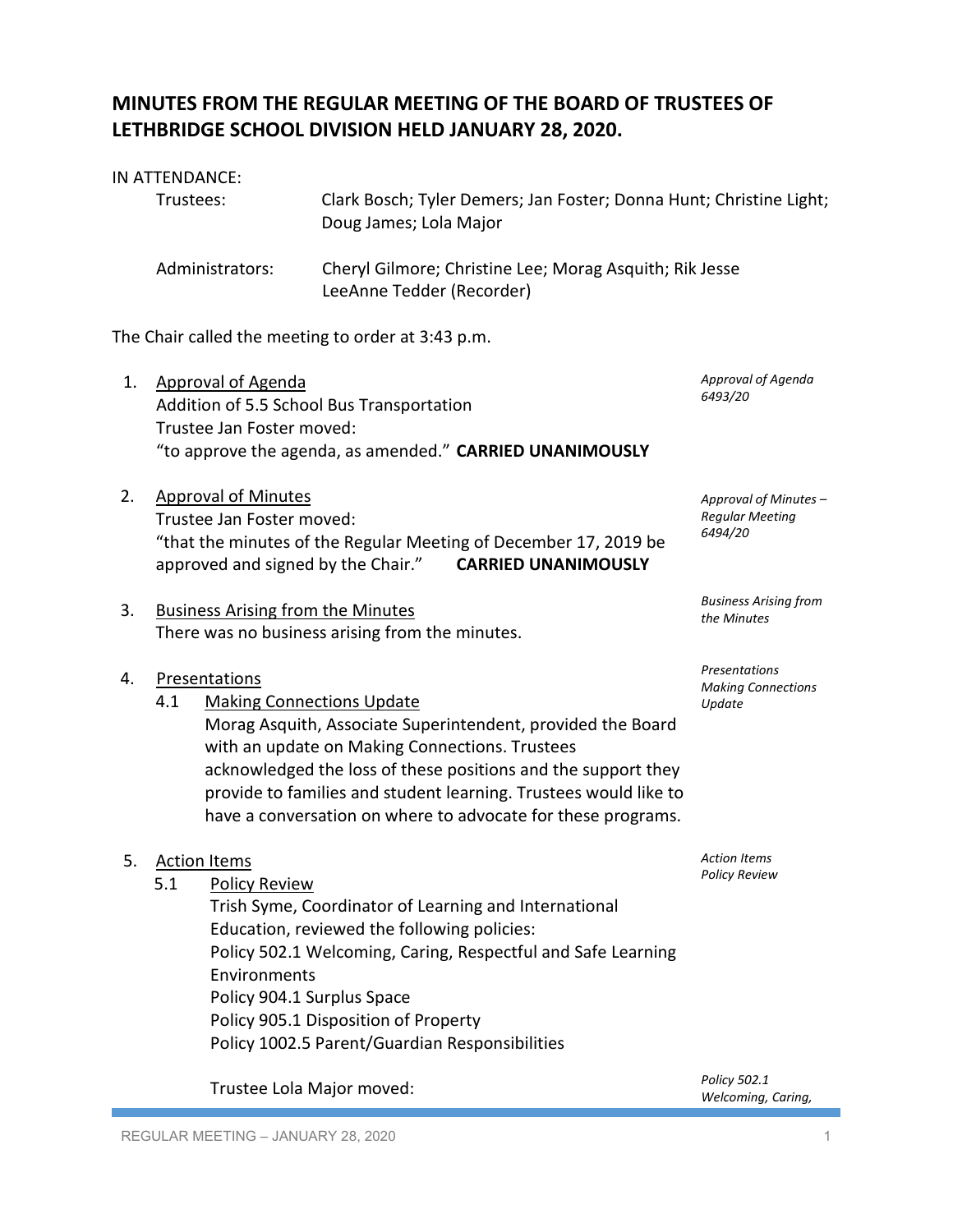# MINUTES FROM THE REGULAR MEETING OF THE BOARD OF TRUSTEES OF LETHBRIDGE SCHOOL DIVISION HELD JANUARY 28, 2020.

IN ATTENDANCE:

Trustees: Clark Bosch; Tyler Demers; Jan Foster; Donna Hunt; Christine Light; Doug James; Lola Major

Administrators: Cheryl Gilmore; Christine Lee; Morag Asquith; Rik Jesse
LeeAnne Tedder (Recorder)

The Chair called the meeting to order at 3:43 p.m.

1. Approval of Agenda
   Addition of 5.5 School Bus Transportation
   Trustee Jan Foster moved:
   "to approve the agenda, as amended." **CARRIED UNANIMOUSLY**

   *Approval of Agenda 6493/20*

2. Approval of Minutes
   Trustee Jan Foster moved:
   "that the minutes of the Regular Meeting of December 17, 2019 be approved and signed by the Chair." **CARRIED UNANIMOUSLY**

   *Approval of Minutes – Regular Meeting 6494/20*

3. Business Arising from the Minutes
   There was no business arising from the minutes.

   *Business Arising from the Minutes*

4. Presentations

   *Presentations Making Connections Update*

   4.1 Making Connections Update
   Morag Asquith, Associate Superintendent, provided the Board with an update on Making Connections. Trustees acknowledged the loss of these positions and the support they provide to families and student learning. Trustees would like to have a conversation on where to advocate for these programs.

5. Action Items

   *Action Items Policy Review*

   5.1 Policy Review
   Trish Syme, Coordinator of Learning and International Education, reviewed the following policies:
   Policy 502.1 Welcoming, Caring, Respectful and Safe Learning Environments
   Policy 904.1 Surplus Space
   Policy 905.1 Disposition of Property
   Policy 1002.5 Parent/Guardian Responsibilities

   Trustee Lola Major moved:

   *Policy 502.1 Welcoming, Caring,*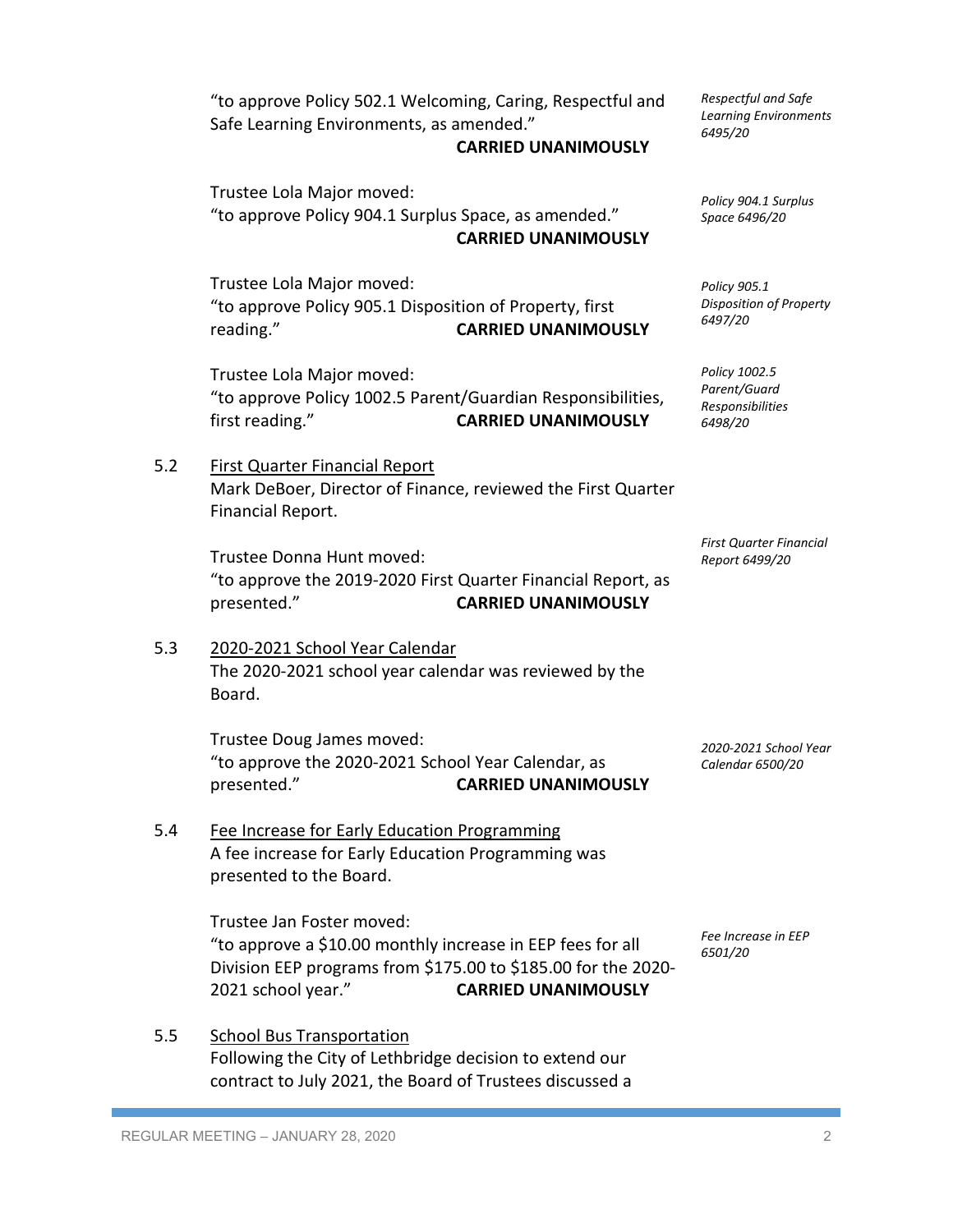"to approve Policy 502.1 Welcoming, Caring, Respectful and Safe Learning Environments, as amended."
**CARRIED UNANIMOUSLY**

*Respectful and Safe Learning Environments 6495/20*

Trustee Lola Major moved:
"to approve Policy 904.1 Surplus Space, as amended."
**CARRIED UNANIMOUSLY**

*Policy 904.1 Surplus Space 6496/20*

Trustee Lola Major moved:
"to approve Policy 905.1 Disposition of Property, first reading."
**CARRIED UNANIMOUSLY**

*Policy 905.1 Disposition of Property 6497/20*

Trustee Lola Major moved:
"to approve Policy 1002.5 Parent/Guardian Responsibilities, first reading."
**CARRIED UNANIMOUSLY**

*Policy 1002.5 Parent/Guard Responsibilities 6498/20*

5.2 First Quarter Financial Report

Mark DeBoer, Director of Finance, reviewed the First Quarter Financial Report.

Trustee Donna Hunt moved:
"to approve the 2019-2020 First Quarter Financial Report, as presented."
**CARRIED UNANIMOUSLY**

*First Quarter Financial Report 6499/20*

5.3 2020-2021 School Year Calendar

The 2020-2021 school year calendar was reviewed by the Board.

Trustee Doug James moved:
"to approve the 2020-2021 School Year Calendar, as presented."
**CARRIED UNANIMOUSLY**

*2020-2021 School Year Calendar 6500/20*

5.4 Fee Increase for Early Education Programming

A fee increase for Early Education Programming was presented to the Board.

Trustee Jan Foster moved:
"to approve a $10.00 monthly increase in EEP fees for all Division EEP programs from $175.00 to $185.00 for the 2020-2021 school year."
**CARRIED UNANIMOUSLY**

*Fee Increase in EEP 6501/20*

5.5 School Bus Transportation

Following the City of Lethbridge decision to extend our contract to July 2021, the Board of Trustees discussed a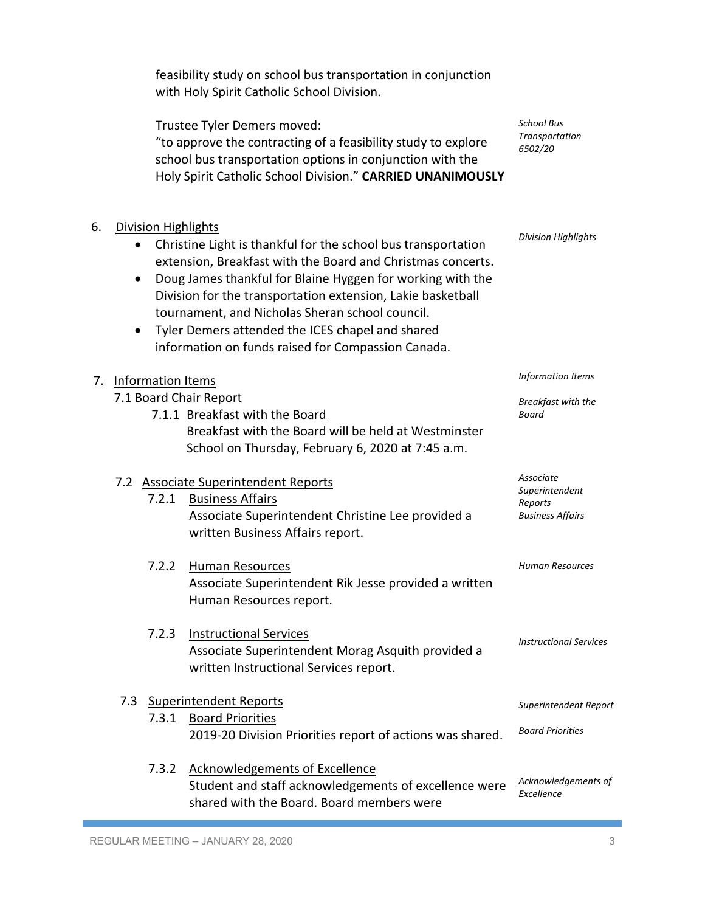feasibility study on school bus transportation in conjunction with Holy Spirit Catholic School Division.

*School Bus Transportation 6502/20*

Trustee Tyler Demers moved:
"to approve the contracting of a feasibility study to explore school bus transportation options in conjunction with the Holy Spirit Catholic School Division." **CARRIED UNANIMOUSLY**

6. Division Highlights

*Division Highlights*

- Christine Light is thankful for the school bus transportation extension, Breakfast with the Board and Christmas concerts.
- Doug James thankful for Blaine Hyggen for working with the Division for the transportation extension, Lakie basketball tournament, and Nicholas Sheran school council.
- Tyler Demers attended the ICES chapel and shared information on funds raised for Compassion Canada.

7. Information Items

*Information Items*

7.1 Board Chair Report

7.1.1 Breakfast with the Board

*Breakfast with the Board*

Breakfast with the Board will be held at Westminster School on Thursday, February 6, 2020 at 7:45 a.m.

7.2 Associate Superintendent Reports

7.2.1 Business Affairs

*Associate Superintendent Reports Business Affairs*

Associate Superintendent Christine Lee provided a written Business Affairs report.

7.2.2 Human Resources

*Human Resources*

Associate Superintendent Rik Jesse provided a written Human Resources report.

7.2.3 Instructional Services

*Instructional Services*

Associate Superintendent Morag Asquith provided a written Instructional Services report.

7.3 Superintendent Reports

*Superintendent Report*

7.3.1 Board Priorities

*Board Priorities*

2019-20 Division Priorities report of actions was shared.

7.3.2 Acknowledgements of Excellence

*Acknowledgements of Excellence*

Student and staff acknowledgements of excellence were shared with the Board. Board members were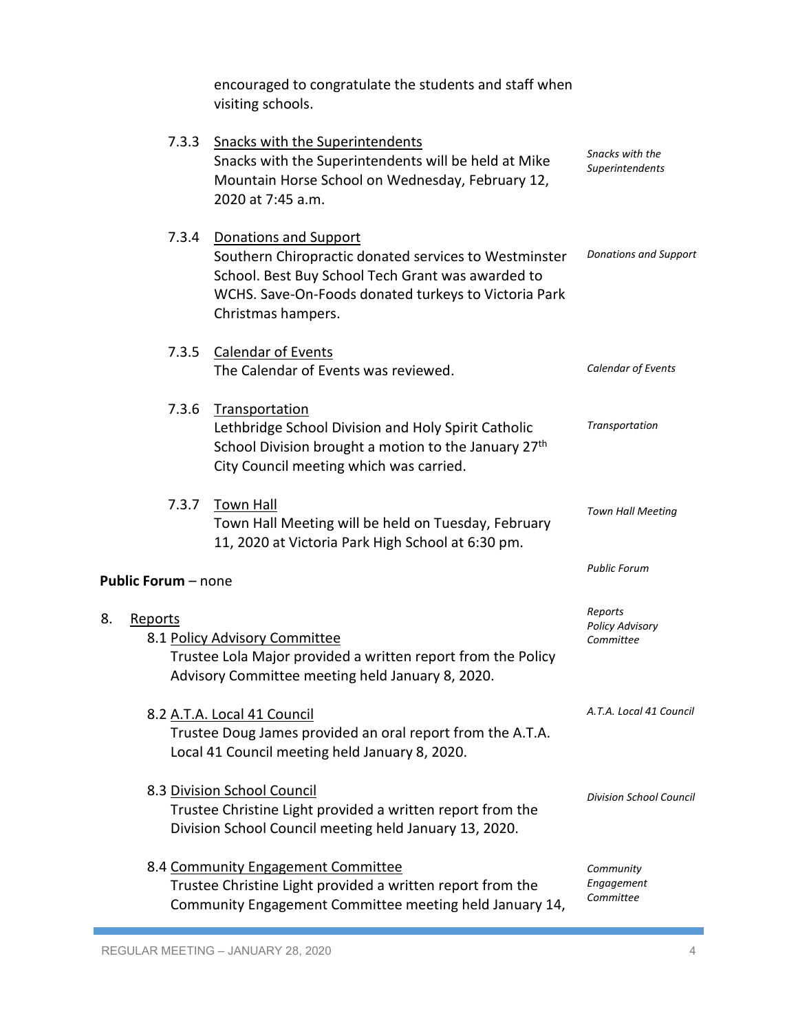encouraged to congratulate the students and staff when visiting schools.

7.3.3 Snacks with the Superintendents

*Snacks with the Superintendents*

Snacks with the Superintendents will be held at Mike Mountain Horse School on Wednesday, February 12, 2020 at 7:45 a.m.

7.3.4 Donations and Support

*Donations and Support*

Southern Chiropractic donated services to Westminster School. Best Buy School Tech Grant was awarded to WCHS. Save-On-Foods donated turkeys to Victoria Park Christmas hampers.

7.3.5 Calendar of Events

*Calendar of Events*

The Calendar of Events was reviewed.

7.3.6 Transportation

*Transportation*

Lethbridge School Division and Holy Spirit Catholic School Division brought a motion to the January 27th City Council meeting which was carried.

7.3.7 Town Hall

*Town Hall Meeting*

Town Hall Meeting will be held on Tuesday, February 11, 2020 at Victoria Park High School at 6:30 pm.

*Public Forum*

**Public Forum** – none

8. Reports

*Reports*

8.1 Policy Advisory Committee

*Policy Advisory Committee*

Trustee Lola Major provided a written report from the Policy Advisory Committee meeting held January 8, 2020.

8.2 A.T.A. Local 41 Council

*A.T.A. Local 41 Council*

Trustee Doug James provided an oral report from the A.T.A. Local 41 Council meeting held January 8, 2020.

8.3 Division School Council

*Division School Council*

Trustee Christine Light provided a written report from the Division School Council meeting held January 13, 2020.

8.4 Community Engagement Committee

*Community Engagement Committee*

Trustee Christine Light provided a written report from the Community Engagement Committee meeting held January 14,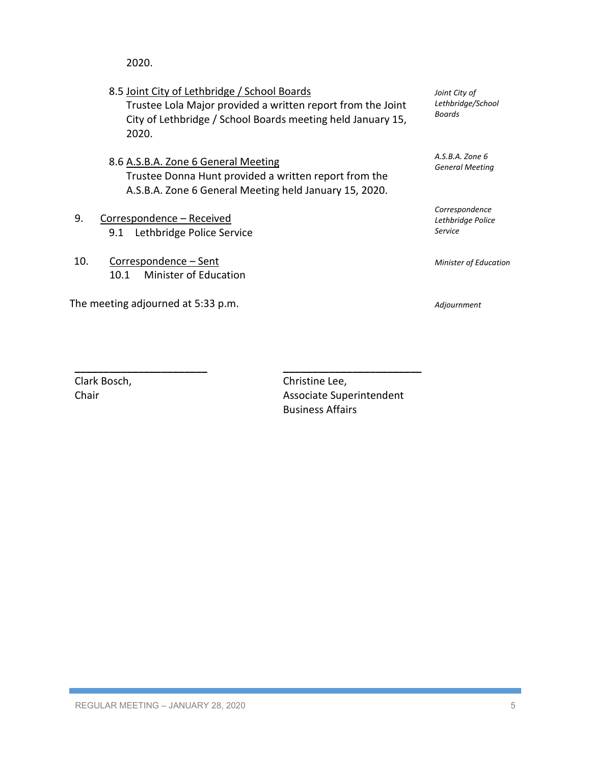2020.

8.5 Joint City of Lethbridge / School Boards
Trustee Lola Major provided a written report from the Joint City of Lethbridge / School Boards meeting held January 15, 2020.

*Joint City of Lethbridge/School Boards*

8.6 A.S.B.A. Zone 6 General Meeting
Trustee Donna Hunt provided a written report from the A.S.B.A. Zone 6 General Meeting held January 15, 2020.

*A.S.B.A. Zone 6 General Meeting*

9. Correspondence – Received
   9.1 Lethbridge Police Service

*Correspondence Lethbridge Police Service*

10. Correspondence – Sent
   10.1 Minister of Education

*Minister of Education*

The meeting adjourned at 5:33 p.m.

*Adjournment*

______________________
Clark Bosch,
Chair

______________________
Christine Lee,
Associate Superintendent
Business Affairs